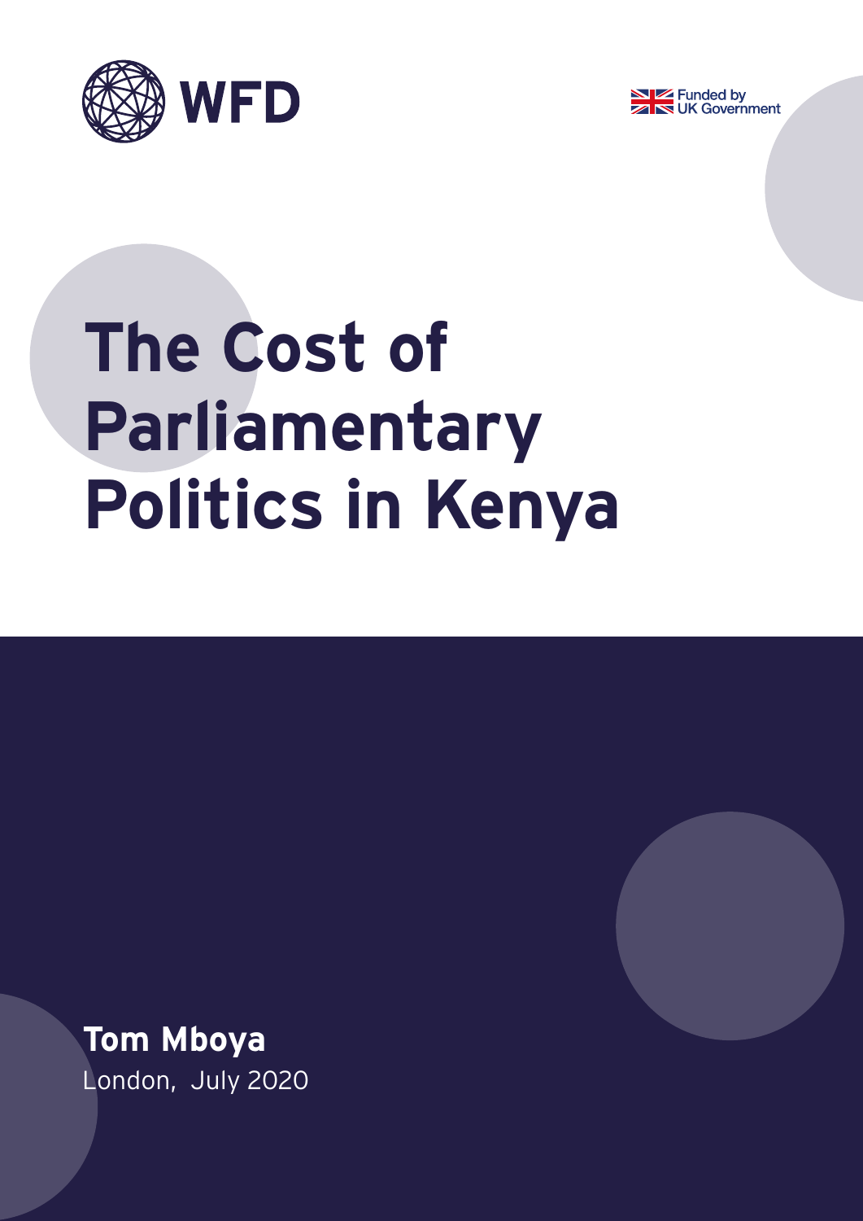WFD

Funded by UK Government

# The Cost of Parliamentary Politics in Kenya

**Tom Mboya**

London, July 2020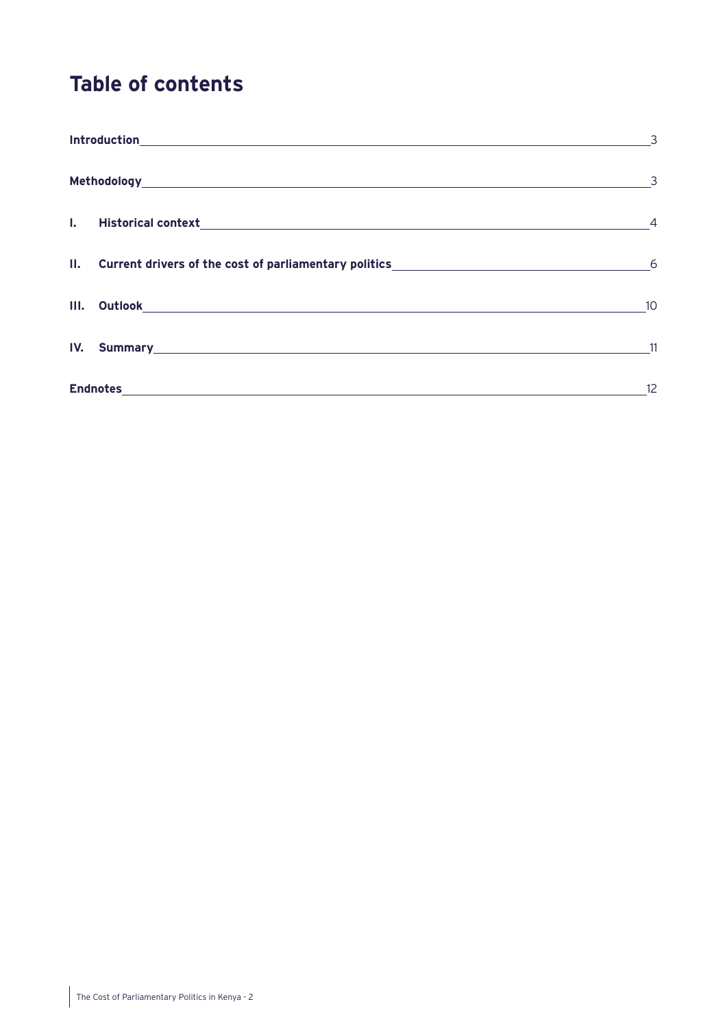# Table of contents

| | |
|---|---|
| **Introduction** | 3 |
| **Methodology** | 3 |
| **I. Historical context** | 4 |
| **II. Current drivers of the cost of parliamentary politics** | 6 |
| **III. Outlook** | 10 |
| **IV. Summary** | 11 |
| **Endnotes** | 12 |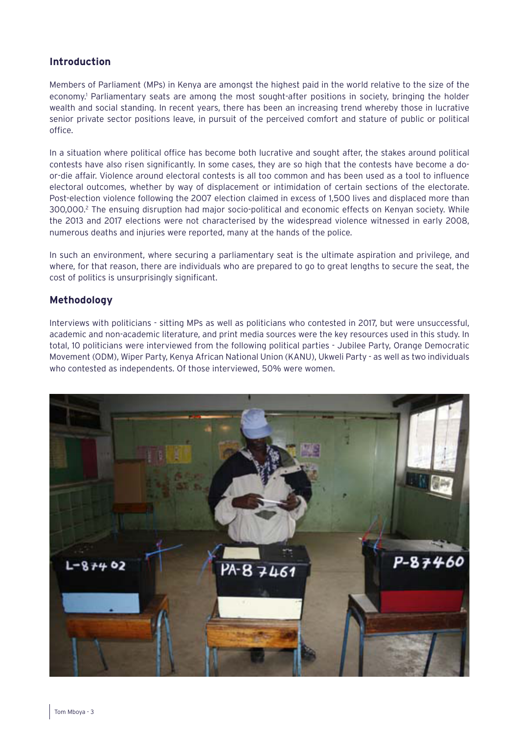## Introduction

Members of Parliament (MPs) in Kenya are amongst the highest paid in the world relative to the size of the economy.[1] Parliamentary seats are among the most sought-after positions in society, bringing the holder wealth and social standing. In recent years, there has been an increasing trend whereby those in lucrative senior private sector positions leave, in pursuit of the perceived comfort and stature of public or political office.

In a situation where political office has become both lucrative and sought after, the stakes around political contests have also risen significantly. In some cases, they are so high that the contests have become a do-or-die affair. Violence around electoral contests is all too common and has been used as a tool to influence electoral outcomes, whether by way of displacement or intimidation of certain sections of the electorate. Post-election violence following the 2007 election claimed in excess of 1,500 lives and displaced more than 300,000.[2] The ensuing disruption had major socio-political and economic effects on Kenyan society. While the 2013 and 2017 elections were not characterised by the widespread violence witnessed in early 2008, numerous deaths and injuries were reported, many at the hands of the police.

In such an environment, where securing a parliamentary seat is the ultimate aspiration and privilege, and where, for that reason, there are individuals who are prepared to go to great lengths to secure the seat, the cost of politics is unsurprisingly significant.

## Methodology

Interviews with politicians - sitting MPs as well as politicians who contested in 2017, but were unsuccessful, academic and non-academic literature, and print media sources were the key resources used in this study. In total, 10 politicians were interviewed from the following political parties - Jubilee Party, Orange Democratic Movement (ODM), Wiper Party, Kenya African National Union (KANU), Ukweli Party - as well as two individuals who contested as independents. Of those interviewed, 50% were women.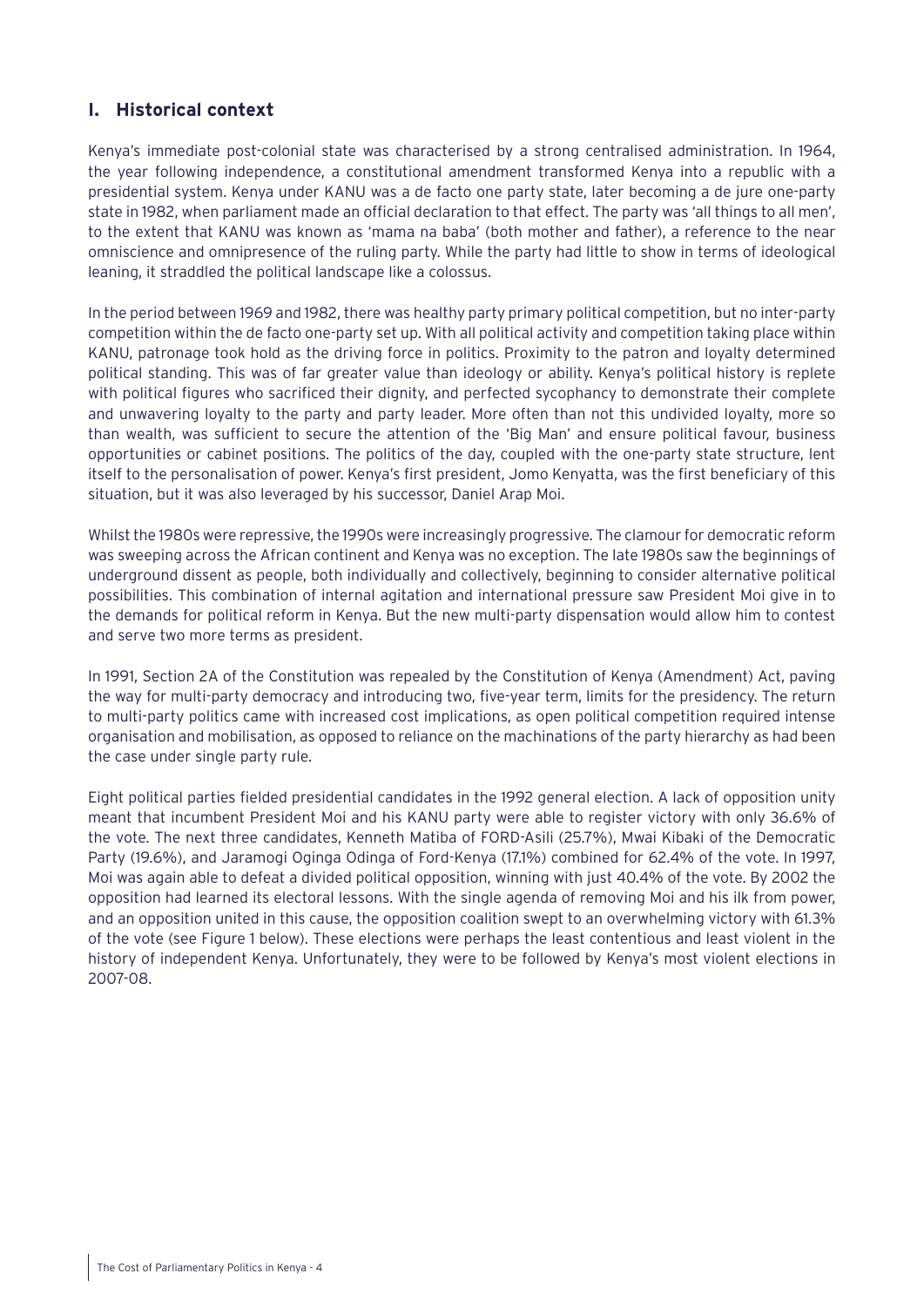## I. Historical context

Kenya's immediate post-colonial state was characterised by a strong centralised administration. In 1964, the year following independence, a constitutional amendment transformed Kenya into a republic with a presidential system. Kenya under KANU was a de facto one party state, later becoming a de jure one-party state in 1982, when parliament made an official declaration to that effect. The party was 'all things to all men', to the extent that KANU was known as 'mama na baba' (both mother and father), a reference to the near omniscience and omnipresence of the ruling party. While the party had little to show in terms of ideological leaning, it straddled the political landscape like a colossus.

In the period between 1969 and 1982, there was healthy party primary political competition, but no inter-party competition within the de facto one-party set up. With all political activity and competition taking place within KANU, patronage took hold as the driving force in politics. Proximity to the patron and loyalty determined political standing. This was of far greater value than ideology or ability. Kenya's political history is replete with political figures who sacrificed their dignity, and perfected sycophancy to demonstrate their complete and unwavering loyalty to the party and party leader. More often than not this undivided loyalty, more so than wealth, was sufficient to secure the attention of the 'Big Man' and ensure political favour, business opportunities or cabinet positions. The politics of the day, coupled with the one-party state structure, lent itself to the personalisation of power. Kenya's first president, Jomo Kenyatta, was the first beneficiary of this situation, but it was also leveraged by his successor, Daniel Arap Moi.

Whilst the 1980s were repressive, the 1990s were increasingly progressive. The clamour for democratic reform was sweeping across the African continent and Kenya was no exception. The late 1980s saw the beginnings of underground dissent as people, both individually and collectively, beginning to consider alternative political possibilities. This combination of internal agitation and international pressure saw President Moi give in to the demands for political reform in Kenya. But the new multi-party dispensation would allow him to contest and serve two more terms as president.

In 1991, Section 2A of the Constitution was repealed by the Constitution of Kenya (Amendment) Act, paving the way for multi-party democracy and introducing two, five-year term, limits for the presidency. The return to multi-party politics came with increased cost implications, as open political competition required intense organisation and mobilisation, as opposed to reliance on the machinations of the party hierarchy as had been the case under single party rule.

Eight political parties fielded presidential candidates in the 1992 general election. A lack of opposition unity meant that incumbent President Moi and his KANU party were able to register victory with only 36.6% of the vote. The next three candidates, Kenneth Matiba of FORD-Asili (25.7%), Mwai Kibaki of the Democratic Party (19.6%), and Jaramogi Oginga Odinga of Ford-Kenya (17.1%) combined for 62.4% of the vote. In 1997, Moi was again able to defeat a divided political opposition, winning with just 40.4% of the vote. By 2002 the opposition had learned its electoral lessons. With the single agenda of removing Moi and his ilk from power, and an opposition united in this cause, the opposition coalition swept to an overwhelming victory with 61.3% of the vote (see Figure 1 below). These elections were perhaps the least contentious and least violent in the history of independent Kenya. Unfortunately, they were to be followed by Kenya's most violent elections in 2007-08.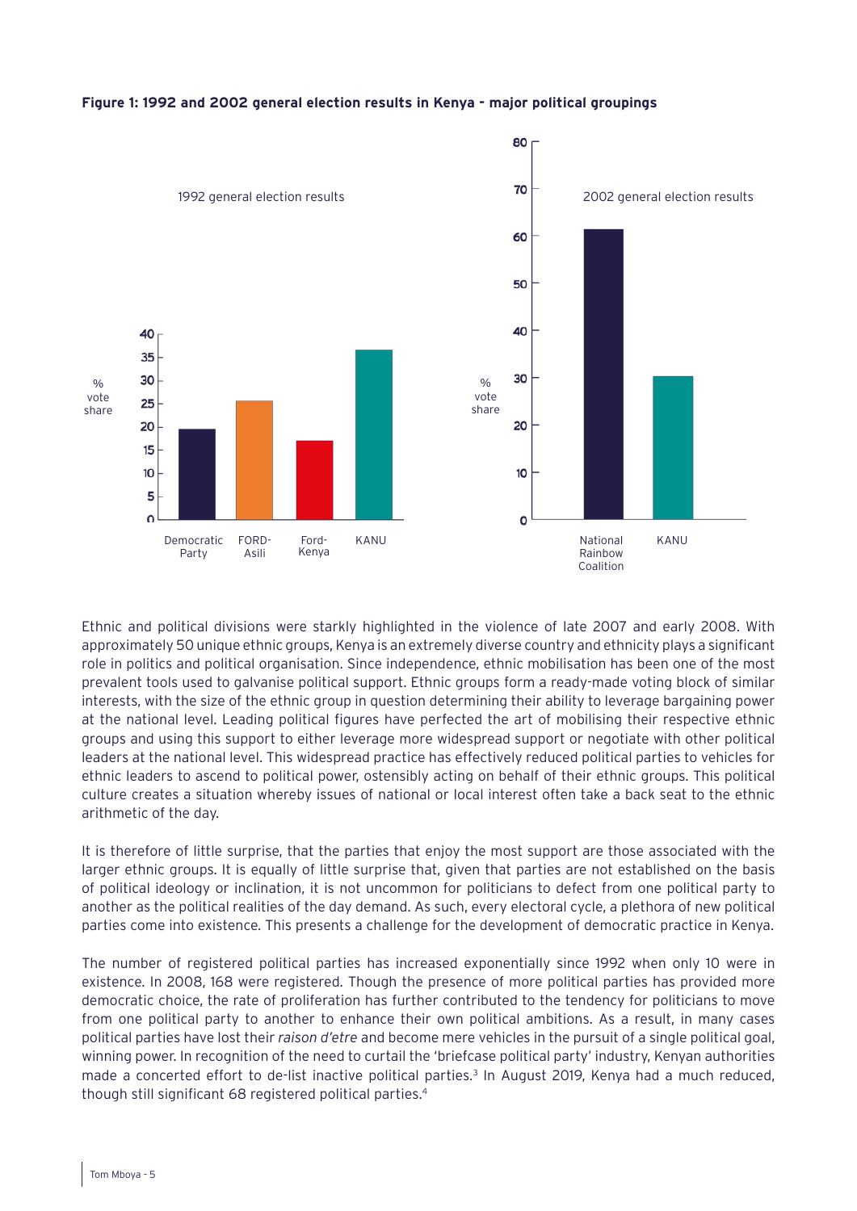**Figure 1: 1992 and 2002 general election results in Kenya - major political groupings**

Ethnic and political divisions were starkly highlighted in the violence of late 2007 and early 2008. With approximately 50 unique ethnic groups, Kenya is an extremely diverse country and ethnicity plays a significant role in politics and political organisation. Since independence, ethnic mobilisation has been one of the most prevalent tools used to galvanise political support. Ethnic groups form a ready-made voting block of similar interests, with the size of the ethnic group in question determining their ability to leverage bargaining power at the national level. Leading political figures have perfected the art of mobilising their respective ethnic groups and using this support to either leverage more widespread support or negotiate with other political leaders at the national level. This widespread practice has effectively reduced political parties to vehicles for ethnic leaders to ascend to political power, ostensibly acting on behalf of their ethnic groups. This political culture creates a situation whereby issues of national or local interest often take a back seat to the ethnic arithmetic of the day.

It is therefore of little surprise, that the parties that enjoy the most support are those associated with the larger ethnic groups. It is equally of little surprise that, given that parties are not established on the basis of political ideology or inclination, it is not uncommon for politicians to defect from one political party to another as the political realities of the day demand. As such, every electoral cycle, a plethora of new political parties come into existence. This presents a challenge for the development of democratic practice in Kenya.

The number of registered political parties has increased exponentially since 1992 when only 10 were in existence. In 2008, 168 were registered. Though the presence of more political parties has provided more democratic choice, the rate of proliferation has further contributed to the tendency for politicians to move from one political party to another to enhance their own political ambitions. As a result, in many cases political parties have lost their *raison d'etre* and become mere vehicles in the pursuit of a single political goal, winning power. In recognition of the need to curtail the 'briefcase political party' industry, Kenyan authorities made a concerted effort to de-list inactive political parties.[3] In August 2019, Kenya had a much reduced, though still significant 68 registered political parties.[4]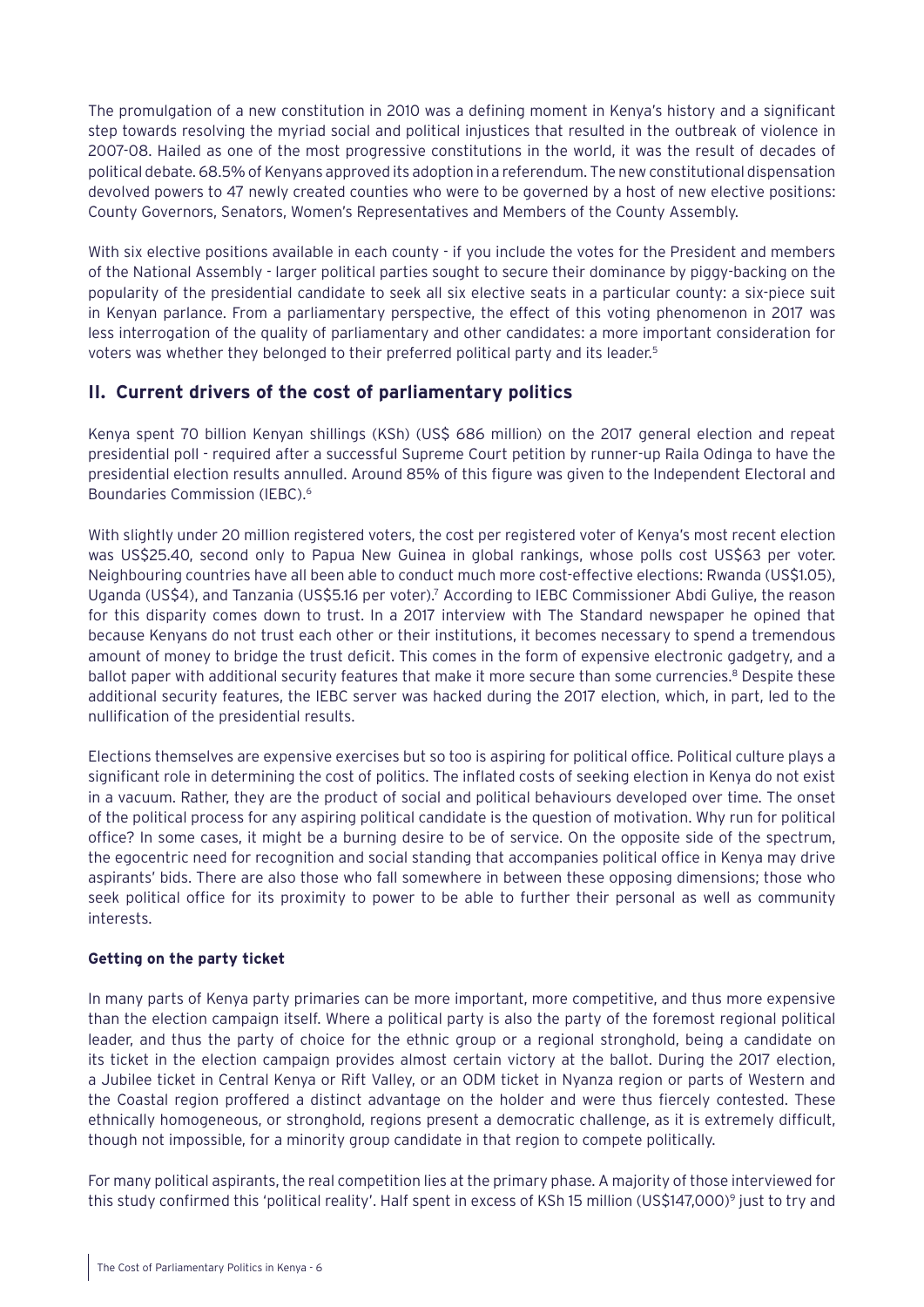The promulgation of a new constitution in 2010 was a defining moment in Kenya's history and a significant step towards resolving the myriad social and political injustices that resulted in the outbreak of violence in 2007-08. Hailed as one of the most progressive constitutions in the world, it was the result of decades of political debate. 68.5% of Kenyans approved its adoption in a referendum. The new constitutional dispensation devolved powers to 47 newly created counties who were to be governed by a host of new elective positions: County Governors, Senators, Women's Representatives and Members of the County Assembly.

With six elective positions available in each county - if you include the votes for the President and members of the National Assembly - larger political parties sought to secure their dominance by piggy-backing on the popularity of the presidential candidate to seek all six elective seats in a particular county: a six-piece suit in Kenyan parlance. From a parliamentary perspective, the effect of this voting phenomenon in 2017 was less interrogation of the quality of parliamentary and other candidates: a more important consideration for voters was whether they belonged to their preferred political party and its leader.[5]

## II. Current drivers of the cost of parliamentary politics

Kenya spent 70 billion Kenyan shillings (KSh) (US$ 686 million) on the 2017 general election and repeat presidential poll - required after a successful Supreme Court petition by runner-up Raila Odinga to have the presidential election results annulled. Around 85% of this figure was given to the Independent Electoral and Boundaries Commission (IEBC).[6]

With slightly under 20 million registered voters, the cost per registered voter of Kenya's most recent election was US$25.40, second only to Papua New Guinea in global rankings, whose polls cost US$63 per voter. Neighbouring countries have all been able to conduct much more cost-effective elections: Rwanda (US$1.05), Uganda (US$4), and Tanzania (US$5.16 per voter).[7] According to IEBC Commissioner Abdi Guliye, the reason for this disparity comes down to trust. In a 2017 interview with The Standard newspaper he opined that because Kenyans do not trust each other or their institutions, it becomes necessary to spend a tremendous amount of money to bridge the trust deficit. This comes in the form of expensive electronic gadgetry, and a ballot paper with additional security features that make it more secure than some currencies.[8] Despite these additional security features, the IEBC server was hacked during the 2017 election, which, in part, led to the nullification of the presidential results.

Elections themselves are expensive exercises but so too is aspiring for political office. Political culture plays a significant role in determining the cost of politics. The inflated costs of seeking election in Kenya do not exist in a vacuum. Rather, they are the product of social and political behaviours developed over time. The onset of the political process for any aspiring political candidate is the question of motivation. Why run for political office? In some cases, it might be a burning desire to be of service. On the opposite side of the spectrum, the egocentric need for recognition and social standing that accompanies political office in Kenya may drive aspirants' bids. There are also those who fall somewhere in between these opposing dimensions; those who seek political office for its proximity to power to be able to further their personal as well as community interests.

**Getting on the party ticket**

In many parts of Kenya party primaries can be more important, more competitive, and thus more expensive than the election campaign itself. Where a political party is also the party of the foremost regional political leader, and thus the party of choice for the ethnic group or a regional stronghold, being a candidate on its ticket in the election campaign provides almost certain victory at the ballot. During the 2017 election, a Jubilee ticket in Central Kenya or Rift Valley, or an ODM ticket in Nyanza region or parts of Western and the Coastal region proffered a distinct advantage on the holder and were thus fiercely contested. These ethnically homogeneous, or stronghold, regions present a democratic challenge, as it is extremely difficult, though not impossible, for a minority group candidate in that region to compete politically.

For many political aspirants, the real competition lies at the primary phase. A majority of those interviewed for this study confirmed this 'political reality'. Half spent in excess of KSh 15 million (US$147,000)[9] just to try and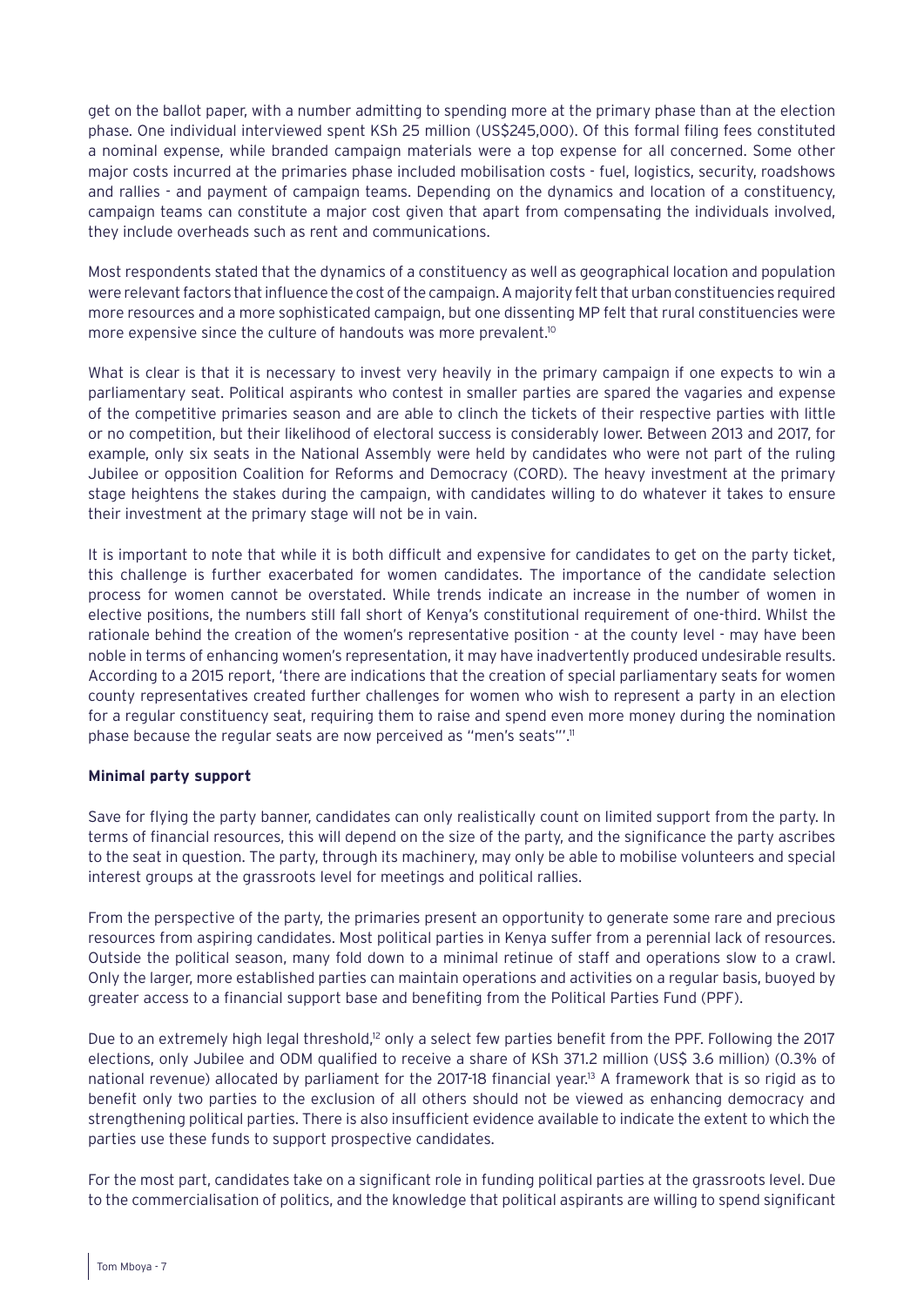get on the ballot paper, with a number admitting to spending more at the primary phase than at the election phase. One individual interviewed spent KSh 25 million (US$245,000). Of this formal filing fees constituted a nominal expense, while branded campaign materials were a top expense for all concerned. Some other major costs incurred at the primaries phase included mobilisation costs - fuel, logistics, security, roadshows and rallies - and payment of campaign teams. Depending on the dynamics and location of a constituency, campaign teams can constitute a major cost given that apart from compensating the individuals involved, they include overheads such as rent and communications.

Most respondents stated that the dynamics of a constituency as well as geographical location and population were relevant factors that influence the cost of the campaign. A majority felt that urban constituencies required more resources and a more sophisticated campaign, but one dissenting MP felt that rural constituencies were more expensive since the culture of handouts was more prevalent.[10]

What is clear is that it is necessary to invest very heavily in the primary campaign if one expects to win a parliamentary seat. Political aspirants who contest in smaller parties are spared the vagaries and expense of the competitive primaries season and are able to clinch the tickets of their respective parties with little or no competition, but their likelihood of electoral success is considerably lower. Between 2013 and 2017, for example, only six seats in the National Assembly were held by candidates who were not part of the ruling Jubilee or opposition Coalition for Reforms and Democracy (CORD). The heavy investment at the primary stage heightens the stakes during the campaign, with candidates willing to do whatever it takes to ensure their investment at the primary stage will not be in vain.

It is important to note that while it is both difficult and expensive for candidates to get on the party ticket, this challenge is further exacerbated for women candidates. The importance of the candidate selection process for women cannot be overstated. While trends indicate an increase in the number of women in elective positions, the numbers still fall short of Kenya's constitutional requirement of one-third. Whilst the rationale behind the creation of the women's representative position - at the county level - may have been noble in terms of enhancing women's representation, it may have inadvertently produced undesirable results. According to a 2015 report, 'there are indications that the creation of special parliamentary seats for women county representatives created further challenges for women who wish to represent a party in an election for a regular constituency seat, requiring them to raise and spend even more money during the nomination phase because the regular seats are now perceived as "men's seats"'.[11]

**Minimal party support**

Save for flying the party banner, candidates can only realistically count on limited support from the party. In terms of financial resources, this will depend on the size of the party, and the significance the party ascribes to the seat in question. The party, through its machinery, may only be able to mobilise volunteers and special interest groups at the grassroots level for meetings and political rallies.

From the perspective of the party, the primaries present an opportunity to generate some rare and precious resources from aspiring candidates. Most political parties in Kenya suffer from a perennial lack of resources. Outside the political season, many fold down to a minimal retinue of staff and operations slow to a crawl. Only the larger, more established parties can maintain operations and activities on a regular basis, buoyed by greater access to a financial support base and benefiting from the Political Parties Fund (PPF).

Due to an extremely high legal threshold,[12] only a select few parties benefit from the PPF. Following the 2017 elections, only Jubilee and ODM qualified to receive a share of KSh 371.2 million (US$ 3.6 million) (0.3% of national revenue) allocated by parliament for the 2017-18 financial year.[13] A framework that is so rigid as to benefit only two parties to the exclusion of all others should not be viewed as enhancing democracy and strengthening political parties. There is also insufficient evidence available to indicate the extent to which the parties use these funds to support prospective candidates.

For the most part, candidates take on a significant role in funding political parties at the grassroots level. Due to the commercialisation of politics, and the knowledge that political aspirants are willing to spend significant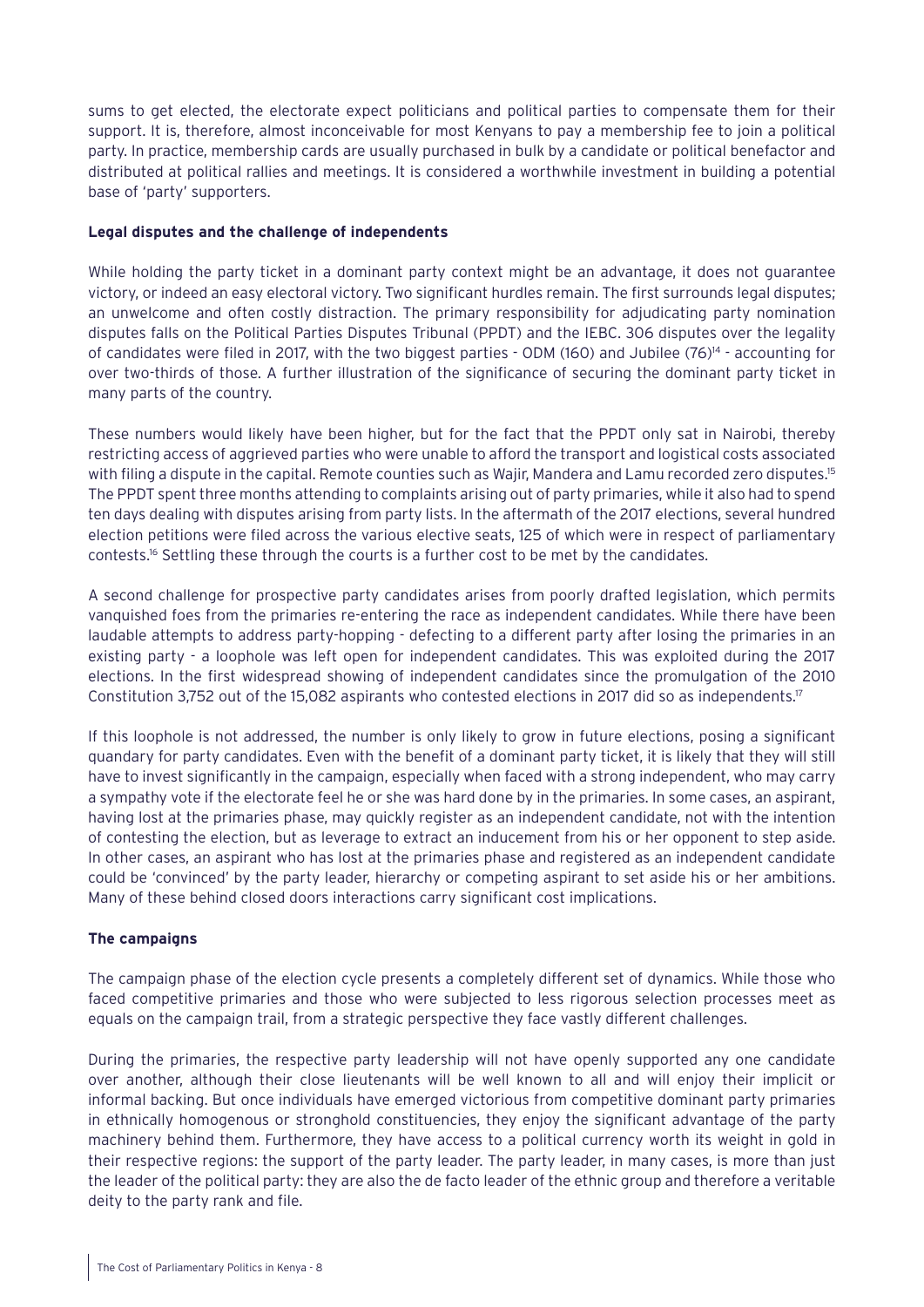sums to get elected, the electorate expect politicians and political parties to compensate them for their support. It is, therefore, almost inconceivable for most Kenyans to pay a membership fee to join a political party. In practice, membership cards are usually purchased in bulk by a candidate or political benefactor and distributed at political rallies and meetings. It is considered a worthwhile investment in building a potential base of 'party' supporters.

### Legal disputes and the challenge of independents

While holding the party ticket in a dominant party context might be an advantage, it does not guarantee victory, or indeed an easy electoral victory. Two significant hurdles remain. The first surrounds legal disputes; an unwelcome and often costly distraction. The primary responsibility for adjudicating party nomination disputes falls on the Political Parties Disputes Tribunal (PPDT) and the IEBC. 306 disputes over the legality of candidates were filed in 2017, with the two biggest parties - ODM (160) and Jubilee (76)[14] - accounting for over two-thirds of those. A further illustration of the significance of securing the dominant party ticket in many parts of the country.

These numbers would likely have been higher, but for the fact that the PPDT only sat in Nairobi, thereby restricting access of aggrieved parties who were unable to afford the transport and logistical costs associated with filing a dispute in the capital. Remote counties such as Wajir, Mandera and Lamu recorded zero disputes.[15] The PPDT spent three months attending to complaints arising out of party primaries, while it also had to spend ten days dealing with disputes arising from party lists. In the aftermath of the 2017 elections, several hundred election petitions were filed across the various elective seats, 125 of which were in respect of parliamentary contests.[16] Settling these through the courts is a further cost to be met by the candidates.

A second challenge for prospective party candidates arises from poorly drafted legislation, which permits vanquished foes from the primaries re-entering the race as independent candidates. While there have been laudable attempts to address party-hopping - defecting to a different party after losing the primaries in an existing party - a loophole was left open for independent candidates. This was exploited during the 2017 elections. In the first widespread showing of independent candidates since the promulgation of the 2010 Constitution 3,752 out of the 15,082 aspirants who contested elections in 2017 did so as independents.[17]

If this loophole is not addressed, the number is only likely to grow in future elections, posing a significant quandary for party candidates. Even with the benefit of a dominant party ticket, it is likely that they will still have to invest significantly in the campaign, especially when faced with a strong independent, who may carry a sympathy vote if the electorate feel he or she was hard done by in the primaries. In some cases, an aspirant, having lost at the primaries phase, may quickly register as an independent candidate, not with the intention of contesting the election, but as leverage to extract an inducement from his or her opponent to step aside. In other cases, an aspirant who has lost at the primaries phase and registered as an independent candidate could be 'convinced' by the party leader, hierarchy or competing aspirant to set aside his or her ambitions. Many of these behind closed doors interactions carry significant cost implications.

### The campaigns

The campaign phase of the election cycle presents a completely different set of dynamics. While those who faced competitive primaries and those who were subjected to less rigorous selection processes meet as equals on the campaign trail, from a strategic perspective they face vastly different challenges.

During the primaries, the respective party leadership will not have openly supported any one candidate over another, although their close lieutenants will be well known to all and will enjoy their implicit or informal backing. But once individuals have emerged victorious from competitive dominant party primaries in ethnically homogenous or stronghold constituencies, they enjoy the significant advantage of the party machinery behind them. Furthermore, they have access to a political currency worth its weight in gold in their respective regions: the support of the party leader. The party leader, in many cases, is more than just the leader of the political party: they are also the de facto leader of the ethnic group and therefore a veritable deity to the party rank and file.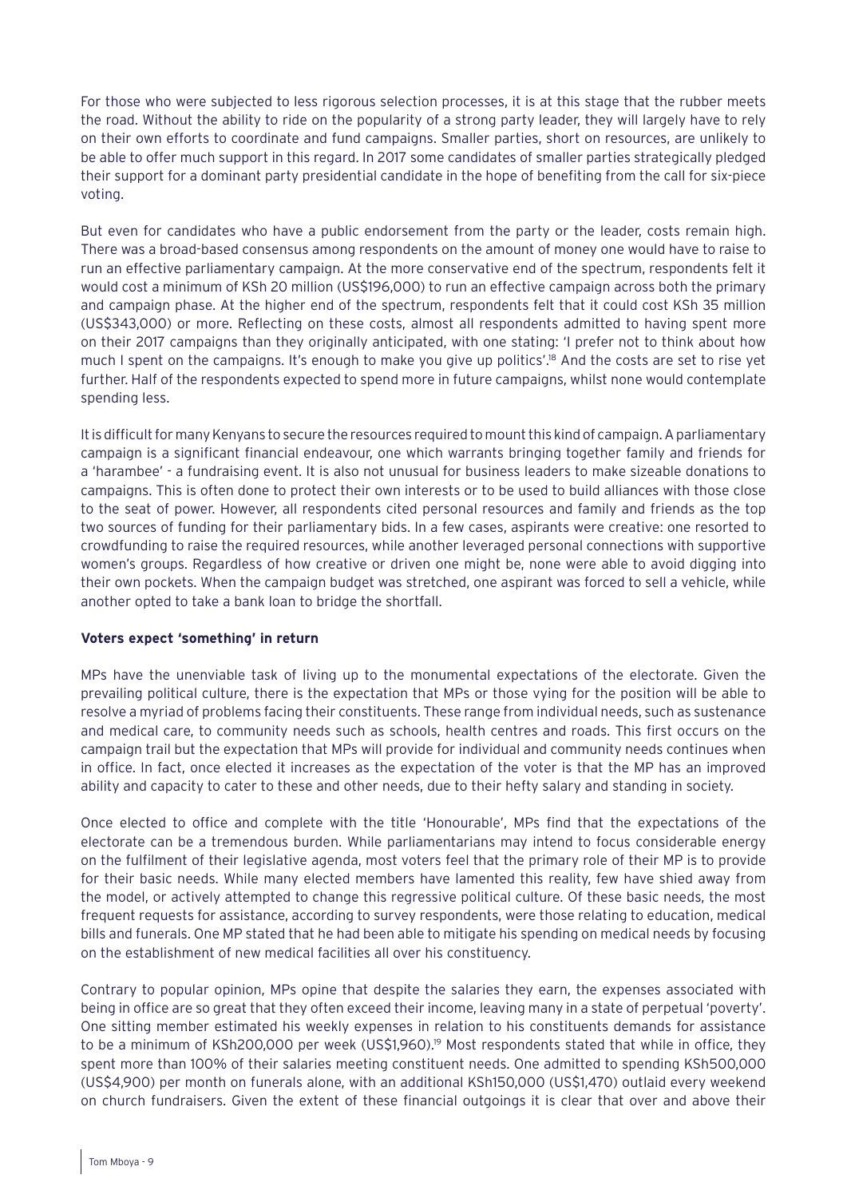For those who were subjected to less rigorous selection processes, it is at this stage that the rubber meets the road. Without the ability to ride on the popularity of a strong party leader, they will largely have to rely on their own efforts to coordinate and fund campaigns. Smaller parties, short on resources, are unlikely to be able to offer much support in this regard. In 2017 some candidates of smaller parties strategically pledged their support for a dominant party presidential candidate in the hope of benefiting from the call for six-piece voting.

But even for candidates who have a public endorsement from the party or the leader, costs remain high. There was a broad-based consensus among respondents on the amount of money one would have to raise to run an effective parliamentary campaign. At the more conservative end of the spectrum, respondents felt it would cost a minimum of KSh 20 million (US$196,000) to run an effective campaign across both the primary and campaign phase. At the higher end of the spectrum, respondents felt that it could cost KSh 35 million (US$343,000) or more. Reflecting on these costs, almost all respondents admitted to having spent more on their 2017 campaigns than they originally anticipated, with one stating: 'I prefer not to think about how much I spent on the campaigns. It's enough to make you give up politics'.[18] And the costs are set to rise yet further. Half of the respondents expected to spend more in future campaigns, whilst none would contemplate spending less.

It is difficult for many Kenyans to secure the resources required to mount this kind of campaign. A parliamentary campaign is a significant financial endeavour, one which warrants bringing together family and friends for a 'harambee' - a fundraising event. It is also not unusual for business leaders to make sizeable donations to campaigns. This is often done to protect their own interests or to be used to build alliances with those close to the seat of power. However, all respondents cited personal resources and family and friends as the top two sources of funding for their parliamentary bids. In a few cases, aspirants were creative: one resorted to crowdfunding to raise the required resources, while another leveraged personal connections with supportive women's groups. Regardless of how creative or driven one might be, none were able to avoid digging into their own pockets. When the campaign budget was stretched, one aspirant was forced to sell a vehicle, while another opted to take a bank loan to bridge the shortfall.

**Voters expect 'something' in return**

MPs have the unenviable task of living up to the monumental expectations of the electorate. Given the prevailing political culture, there is the expectation that MPs or those vying for the position will be able to resolve a myriad of problems facing their constituents. These range from individual needs, such as sustenance and medical care, to community needs such as schools, health centres and roads. This first occurs on the campaign trail but the expectation that MPs will provide for individual and community needs continues when in office. In fact, once elected it increases as the expectation of the voter is that the MP has an improved ability and capacity to cater to these and other needs, due to their hefty salary and standing in society.

Once elected to office and complete with the title 'Honourable', MPs find that the expectations of the electorate can be a tremendous burden. While parliamentarians may intend to focus considerable energy on the fulfilment of their legislative agenda, most voters feel that the primary role of their MP is to provide for their basic needs. While many elected members have lamented this reality, few have shied away from the model, or actively attempted to change this regressive political culture. Of these basic needs, the most frequent requests for assistance, according to survey respondents, were those relating to education, medical bills and funerals. One MP stated that he had been able to mitigate his spending on medical needs by focusing on the establishment of new medical facilities all over his constituency.

Contrary to popular opinion, MPs opine that despite the salaries they earn, the expenses associated with being in office are so great that they often exceed their income, leaving many in a state of perpetual 'poverty'. One sitting member estimated his weekly expenses in relation to his constituents demands for assistance to be a minimum of KSh200,000 per week (US$1,960).[19] Most respondents stated that while in office, they spent more than 100% of their salaries meeting constituent needs. One admitted to spending KSh500,000 (US$4,900) per month on funerals alone, with an additional KSh150,000 (US$1,470) outlaid every weekend on church fundraisers. Given the extent of these financial outgoings it is clear that over and above their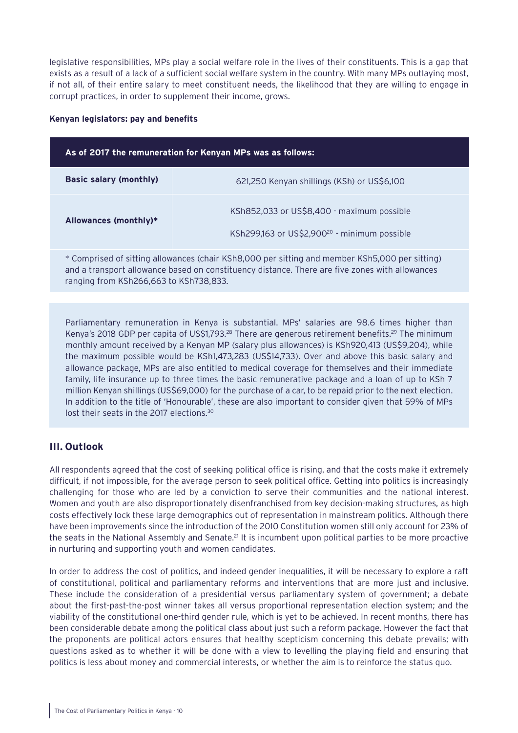legislative responsibilities, MPs play a social welfare role in the lives of their constituents. This is a gap that exists as a result of a lack of a sufficient social welfare system in the country. With many MPs outlaying most, if not all, of their entire salary to meet constituent needs, the likelihood that they are willing to engage in corrupt practices, in order to supplement their income, grows.

**Kenyan legislators: pay and benefits**

| As of 2017 the remuneration for Kenyan MPs was as follows: | |
|---|---|
| **Basic salary (monthly)** | 621,250 Kenyan shillings (KSh) or US$6,100 |
| **Allowances (monthly)*** | KSh852,033 or US$8,400 - maximum possible<br>KSh299,163 or US$2,900[20] - minimum possible |

\* Comprised of sitting allowances (chair KSh8,000 per sitting and member KSh5,000 per sitting) and a transport allowance based on constituency distance. There are five zones with allowances ranging from KSh266,663 to KSh738,833.

Parliamentary remuneration in Kenya is substantial. MPs' salaries are 98.6 times higher than Kenya's 2018 GDP per capita of US$1,793.[28] There are generous retirement benefits.[29] The minimum monthly amount received by a Kenyan MP (salary plus allowances) is KSh920,413 (US$9,204), while the maximum possible would be KSh1,473,283 (US$14,733). Over and above this basic salary and allowance package, MPs are also entitled to medical coverage for themselves and their immediate family, life insurance up to three times the basic remunerative package and a loan of up to KSh 7 million Kenyan shillings (US$69,000) for the purchase of a car, to be repaid prior to the next election. In addition to the title of 'Honourable', these are also important to consider given that 59% of MPs lost their seats in the 2017 elections.[30]

## III. Outlook

All respondents agreed that the cost of seeking political office is rising, and that the costs make it extremely difficult, if not impossible, for the average person to seek political office. Getting into politics is increasingly challenging for those who are led by a conviction to serve their communities and the national interest. Women and youth are also disproportionately disenfranchised from key decision-making structures, as high costs effectively lock these large demographics out of representation in mainstream politics. Although there have been improvements since the introduction of the 2010 Constitution women still only account for 23% of the seats in the National Assembly and Senate.[21] It is incumbent upon political parties to be more proactive in nurturing and supporting youth and women candidates.

In order to address the cost of politics, and indeed gender inequalities, it will be necessary to explore a raft of constitutional, political and parliamentary reforms and interventions that are more just and inclusive. These include the consideration of a presidential versus parliamentary system of government; a debate about the first-past-the-post winner takes all versus proportional representation election system; and the viability of the constitutional one-third gender rule, which is yet to be achieved. In recent months, there has been considerable debate among the political class about just such a reform package. However the fact that the proponents are political actors ensures that healthy scepticism concerning this debate prevails; with questions asked as to whether it will be done with a view to levelling the playing field and ensuring that politics is less about money and commercial interests, or whether the aim is to reinforce the status quo.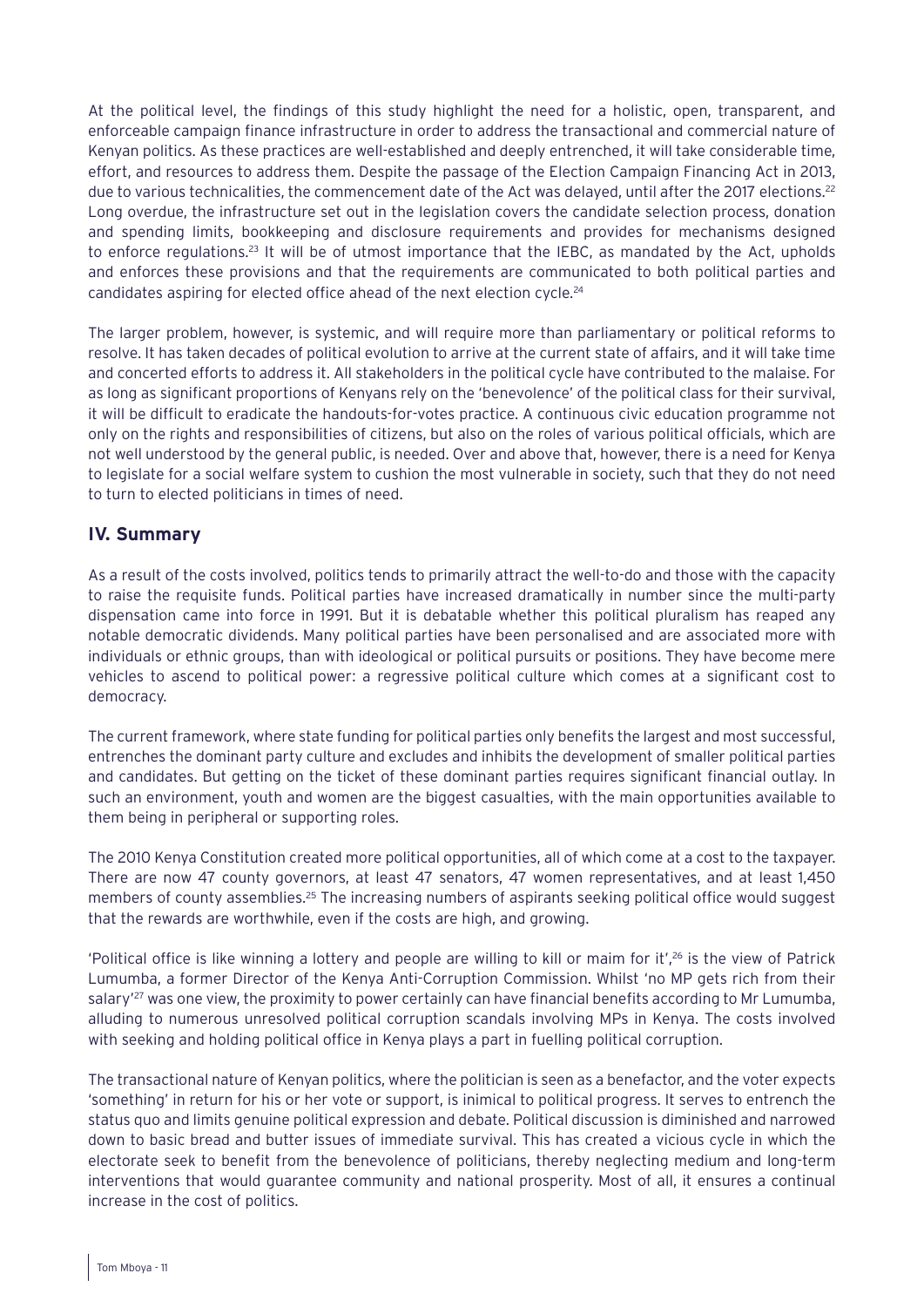At the political level, the findings of this study highlight the need for a holistic, open, transparent, and enforceable campaign finance infrastructure in order to address the transactional and commercial nature of Kenyan politics. As these practices are well-established and deeply entrenched, it will take considerable time, effort, and resources to address them. Despite the passage of the Election Campaign Financing Act in 2013, due to various technicalities, the commencement date of the Act was delayed, until after the 2017 elections.[22] Long overdue, the infrastructure set out in the legislation covers the candidate selection process, donation and spending limits, bookkeeping and disclosure requirements and provides for mechanisms designed to enforce regulations.[23] It will be of utmost importance that the IEBC, as mandated by the Act, upholds and enforces these provisions and that the requirements are communicated to both political parties and candidates aspiring for elected office ahead of the next election cycle.[24]

The larger problem, however, is systemic, and will require more than parliamentary or political reforms to resolve. It has taken decades of political evolution to arrive at the current state of affairs, and it will take time and concerted efforts to address it. All stakeholders in the political cycle have contributed to the malaise. For as long as significant proportions of Kenyans rely on the 'benevolence' of the political class for their survival, it will be difficult to eradicate the handouts-for-votes practice. A continuous civic education programme not only on the rights and responsibilities of citizens, but also on the roles of various political officials, which are not well understood by the general public, is needed. Over and above that, however, there is a need for Kenya to legislate for a social welfare system to cushion the most vulnerable in society, such that they do not need to turn to elected politicians in times of need.

## IV. Summary

As a result of the costs involved, politics tends to primarily attract the well-to-do and those with the capacity to raise the requisite funds. Political parties have increased dramatically in number since the multi-party dispensation came into force in 1991. But it is debatable whether this political pluralism has reaped any notable democratic dividends. Many political parties have been personalised and are associated more with individuals or ethnic groups, than with ideological or political pursuits or positions. They have become mere vehicles to ascend to political power: a regressive political culture which comes at a significant cost to democracy.

The current framework, where state funding for political parties only benefits the largest and most successful, entrenches the dominant party culture and excludes and inhibits the development of smaller political parties and candidates. But getting on the ticket of these dominant parties requires significant financial outlay. In such an environment, youth and women are the biggest casualties, with the main opportunities available to them being in peripheral or supporting roles.

The 2010 Kenya Constitution created more political opportunities, all of which come at a cost to the taxpayer. There are now 47 county governors, at least 47 senators, 47 women representatives, and at least 1,450 members of county assemblies.[25] The increasing numbers of aspirants seeking political office would suggest that the rewards are worthwhile, even if the costs are high, and growing.

'Political office is like winning a lottery and people are willing to kill or maim for it',[26] is the view of Patrick Lumumba, a former Director of the Kenya Anti-Corruption Commission. Whilst 'no MP gets rich from their salary'[27] was one view, the proximity to power certainly can have financial benefits according to Mr Lumumba, alluding to numerous unresolved political corruption scandals involving MPs in Kenya. The costs involved with seeking and holding political office in Kenya plays a part in fuelling political corruption.

The transactional nature of Kenyan politics, where the politician is seen as a benefactor, and the voter expects 'something' in return for his or her vote or support, is inimical to political progress. It serves to entrench the status quo and limits genuine political expression and debate. Political discussion is diminished and narrowed down to basic bread and butter issues of immediate survival. This has created a vicious cycle in which the electorate seek to benefit from the benevolence of politicians, thereby neglecting medium and long-term interventions that would guarantee community and national prosperity. Most of all, it ensures a continual increase in the cost of politics.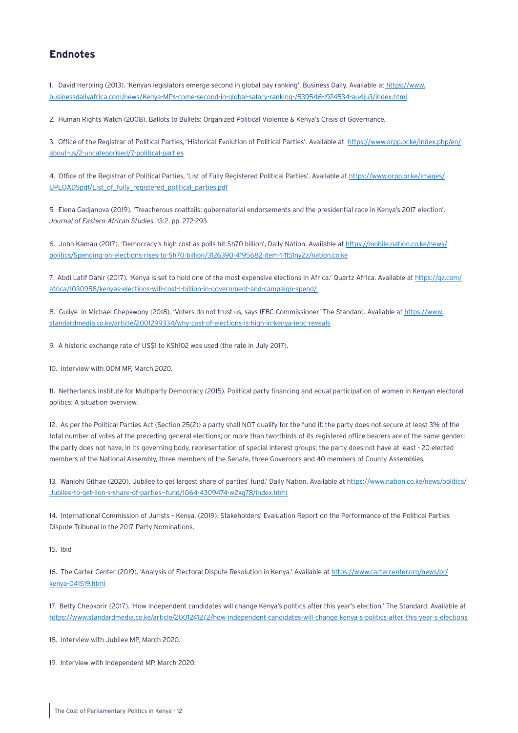## Endnotes

1. David Herbling (2013). 'Kenyan legislators emerge second in global pay ranking'. Business Daily. Available at https://www.businessdailyafrica.com/news/Kenya-MPs-come-second-in-global-salary-ranking-/539546-1924534-au4ju3/index.html

2. Human Rights Watch (2008). Ballots to Bullets: Organized Political Violence & Kenya's Crisis of Governance.

3. Office of the Registrar of Political Parties, 'Historical Evolution of Political Parties'. Available at https://www.orpp.or.ke/index.php/en/about-us/2-uncategorised/7-political-parties

4. Office of the Registrar of Political Parties, 'List of Fully Registered Political Parties'. Available at https://www.orpp.or.ke/images/UPLOADSpdf/List_of_fully_registered_political_parties.pdf

5. Elena Gadjanova (2019). 'Treacherous coattails: gubernatorial endorsements and the presidential race in Kenya's 2017 election'. *Journal of Eastern African Studies*. 13:2. pp. 272-293

6. John Kamau (2017). 'Democracy's high cost as polls hit Sh70 billion', Daily Nation. Available at https://mobile.nation.co.ke/news/politics/Spending-on-elections-rises-to-Sh70-billion/3126390-4195682-item-1-1151ny2z/nation.co.ke

7. Abdi Latif Dahir (2017). 'Kenya is set to hold one of the most expensive elections in Africa.' Quartz Africa. Available at https://qz.com/africa/1030958/kenyas-elections-will-cost-1-billion-in-government-and-campaign-spend/

8. Guliye in Michael Chepkwony (2018). 'Voters do not trust us, says IEBC Commissioner' The Standard. Available at https://www.standardmedia.co.ke/article/2001299334/why-cost-of-elections-is-high-in-kenya-iebc-reveals

9. A historic exchange rate of US$1 to KSh102 was used (the rate in July 2017).

10. Interview with ODM MP, March 2020.

11. Netherlands Institute for Multiparty Democracy (2015). Political party financing and equal participation of women in Kenyan electoral politics: A situation overview.

12. As per the Political Parties Act (Section 25(2)) a party shall NOT qualify for the fund if: the party does not secure at least 3% of the total number of votes at the preceding general elections; or more than two-thirds of its registered office bearers are of the same gender; the party does not have, in its governing body, representation of special interest groups; the party does not have at least - 20 elected members of the National Assembly, three members of the Senate, three Governors and 40 members of County Assemblies.

13. Wanjohi Githae (2020). 'Jubilee to get largest share of parties' fund.' Daily Nation. Available at https://www.nation.co.ke/news/politics/Jubilee-to-get-lion-s-share-of-parties--fund/1064-4309474-w2kg78/index.html

14. International Commission of Jurists – Kenya. (2019). Stakeholders' Evaluation Report on the Performance of the Political Parties Dispute Tribunal in the 2017 Party Nominations.

15. Ibid

16. The Carter Center (2019). 'Analysis of Electoral Dispute Resolution in Kenya.' Available at https://www.cartercenter.org/news/pr/kenya-041519.html

17. Betty Chepkorir (2017). 'How Independent candidates will change Kenya's politics after this year's election.' The Standard. Available at https://www.standardmedia.co.ke/article/2001241272/how-independent-candidates-will-change-kenya-s-politics-after-this-year-s-elections

18. Interview with Jubilee MP, March 2020.

19. Interview with Independent MP, March 2020.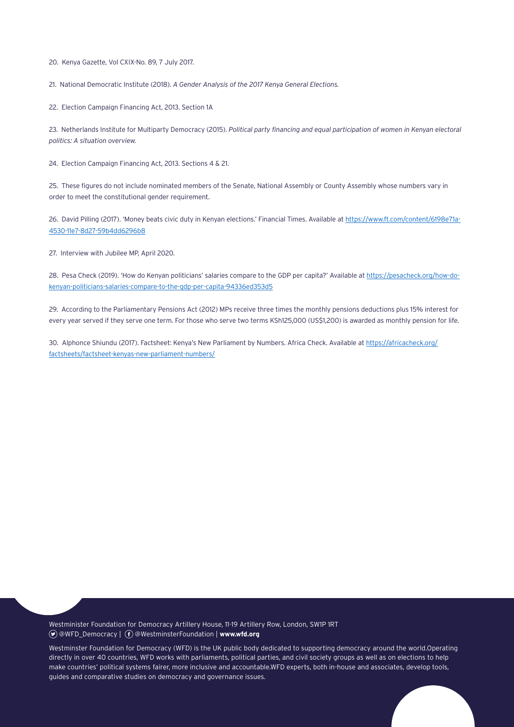20. Kenya Gazette, Vol CXIX-No. 89, 7 July 2017.

21. National Democratic Institute (2018). *A Gender Analysis of the 2017 Kenya General Elections.*

22. Election Campaign Financing Act, 2013. Section 1A

23. Netherlands Institute for Multiparty Democracy (2015). *Political party financing and equal participation of women in Kenyan electoral politics: A situation overview.*

24. Election Campaign Financing Act, 2013. Sections 4 & 21.

25. These figures do not include nominated members of the Senate, National Assembly or County Assembly whose numbers vary in order to meet the constitutional gender requirement.

26. David Pilling (2017). 'Money beats civic duty in Kenyan elections.' Financial Times. Available at [https://www.ft.com/content/6198e71a-4530-11e7-8d27-59b4dd6296b8](https://www.ft.com/content/6198e71a-4530-11e7-8d27-59b4dd6296b8)

27. Interview with Jubilee MP, April 2020.

28. Pesa Check (2019). 'How do Kenyan politicians' salaries compare to the GDP per capita?' Available at [https://pesacheck.org/how-do-kenyan-politicians-salaries-compare-to-the-gdp-per-capita-94336ed353d5](https://pesacheck.org/how-do-kenyan-politicians-salaries-compare-to-the-gdp-per-capita-94336ed353d5)

29. According to the Parliamentary Pensions Act (2012) MPs receive three times the monthly pensions deductions plus 15% interest for every year served if they serve one term. For those who serve two terms KSh125,000 (US$1,200) is awarded as monthly pension for life.

30. Alphonce Shiundu (2017). Factsheet: Kenya's New Parliament by Numbers. Africa Check. Available at [https://africacheck.org/factsheets/factsheet-kenyas-new-parliament-numbers/](https://africacheck.org/factsheets/factsheet-kenyas-new-parliament-numbers/)

Westminister Foundation for Democracy Artillery House, 11-19 Artillery Row, London, SW1P 1RT
@WFD_Democracy | @WestminsterFoundation | **www.wfd.org**

Westminster Foundation for Democracy (WFD) is the UK public body dedicated to supporting democracy around the world.Operating directly in over 40 countries, WFD works with parliaments, political parties, and civil society groups as well as on elections to help make countries' political systems fairer, more inclusive and accountable.WFD experts, both in-house and associates, develop tools, guides and comparative studies on democracy and governance issues.